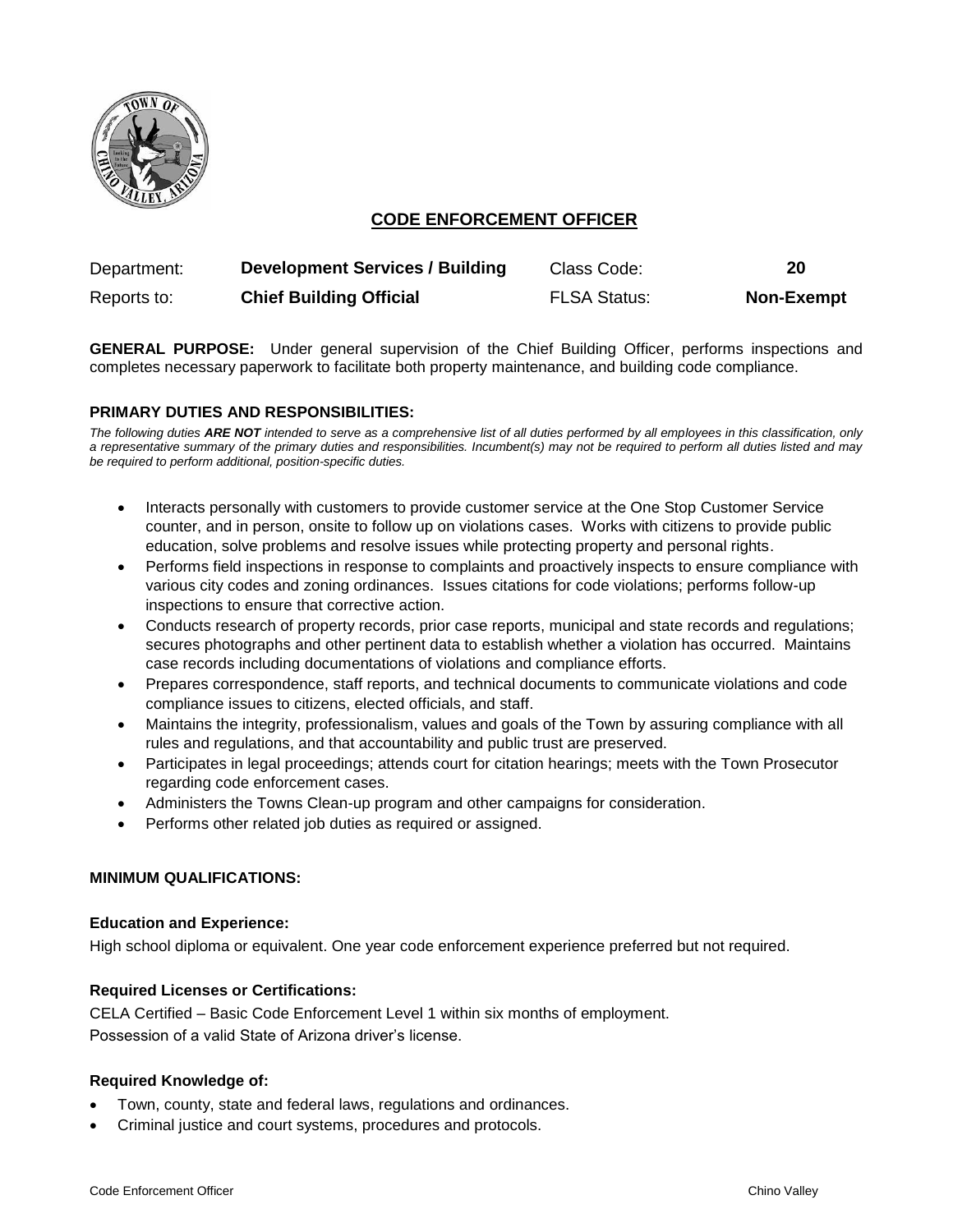# CODE ENFORCEMENT OFFICER

| Department: | **Development Services / Building** | Class Code: | **20** |
|---|---|---|---|
| Reports to: | **Chief Building Official** | FLSA Status: | **Non-Exempt** |

**GENERAL PURPOSE:** Under general supervision of the Chief Building Officer, performs inspections and completes necessary paperwork to facilitate both property maintenance, and building code compliance.

## PRIMARY DUTIES AND RESPONSIBILITIES:

*The following duties **ARE NOT** intended to serve as a comprehensive list of all duties performed by all employees in this classification, only a representative summary of the primary duties and responsibilities. Incumbent(s) may not be required to perform all duties listed and may be required to perform additional, position-specific duties.*

- Interacts personally with customers to provide customer service at the One Stop Customer Service counter, and in person, onsite to follow up on violations cases. Works with citizens to provide public education, solve problems and resolve issues while protecting property and personal rights.
- Performs field inspections in response to complaints and proactively inspects to ensure compliance with various city codes and zoning ordinances. Issues citations for code violations; performs follow-up inspections to ensure that corrective action.
- Conducts research of property records, prior case reports, municipal and state records and regulations; secures photographs and other pertinent data to establish whether a violation has occurred. Maintains case records including documentations of violations and compliance efforts.
- Prepares correspondence, staff reports, and technical documents to communicate violations and code compliance issues to citizens, elected officials, and staff.
- Maintains the integrity, professionalism, values and goals of the Town by assuring compliance with all rules and regulations, and that accountability and public trust are preserved.
- Participates in legal proceedings; attends court for citation hearings; meets with the Town Prosecutor regarding code enforcement cases.
- Administers the Towns Clean-up program and other campaigns for consideration.
- Performs other related job duties as required or assigned.

## MINIMUM QUALIFICATIONS:

### Education and Experience:

High school diploma or equivalent. One year code enforcement experience preferred but not required.

### Required Licenses or Certifications:

CELA Certified – Basic Code Enforcement Level 1 within six months of employment.
Possession of a valid State of Arizona driver's license.

### Required Knowledge of:

- Town, county, state and federal laws, regulations and ordinances.
- Criminal justice and court systems, procedures and protocols.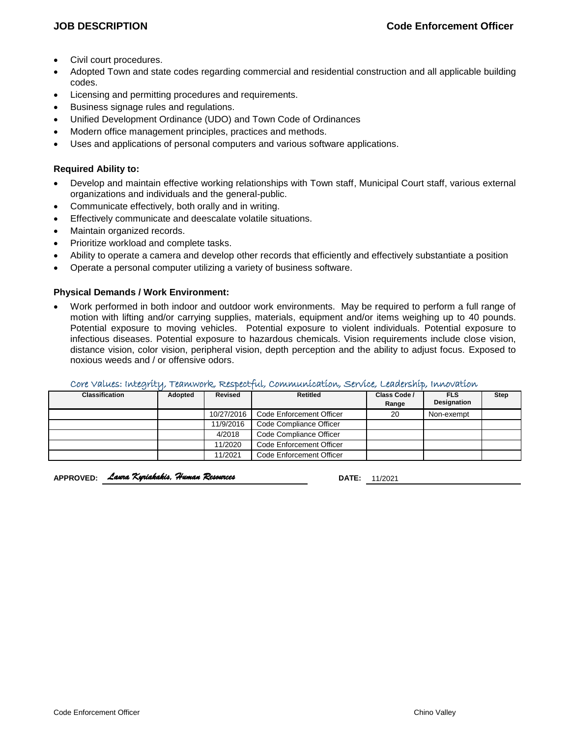- Civil court procedures.
- Adopted Town and state codes regarding commercial and residential construction and all applicable building codes.
- Licensing and permitting procedures and requirements.
- Business signage rules and regulations.
- Unified Development Ordinance (UDO) and Town Code of Ordinances
- Modern office management principles, practices and methods.
- Uses and applications of personal computers and various software applications.

**Required Ability to:**

- Develop and maintain effective working relationships with Town staff, Municipal Court staff, various external organizations and individuals and the general-public.
- Communicate effectively, both orally and in writing.
- Effectively communicate and deescalate volatile situations.
- Maintain organized records.
- Prioritize workload and complete tasks.
- Ability to operate a camera and develop other records that efficiently and effectively substantiate a position
- Operate a personal computer utilizing a variety of business software.

**Physical Demands / Work Environment:**

- Work performed in both indoor and outdoor work environments. May be required to perform a full range of motion with lifting and/or carrying supplies, materials, equipment and/or items weighing up to 40 pounds. Potential exposure to moving vehicles. Potential exposure to violent individuals. Potential exposure to infectious diseases. Potential exposure to hazardous chemicals. Vision requirements include close vision, distance vision, color vision, peripheral vision, depth perception and the ability to adjust focus. Exposed to noxious weeds and / or offensive odors.

Core Values: Integrity, Teamwork, Respectful, Communication, Service, Leadership, Innovation

| Classification | Adopted | Revised | Retitled | Class Code / Range | FLS Designation | Step |
|---|---|---|---|---|---|---|
| | | 10/27/2016 | Code Enforcement Officer | 20 | Non-exempt | |
| | | 11/9/2016 | Code Compliance Officer | | | |
| | | 4/2018 | Code Compliance Officer | | | |
| | | 11/2020 | Code Enforcement Officer | | | |
| | | 11/2021 | Code Enforcement Officer | | | |

**APPROVED:** *Laura Kyriakakis, Human Resources* **DATE:** 11/2021